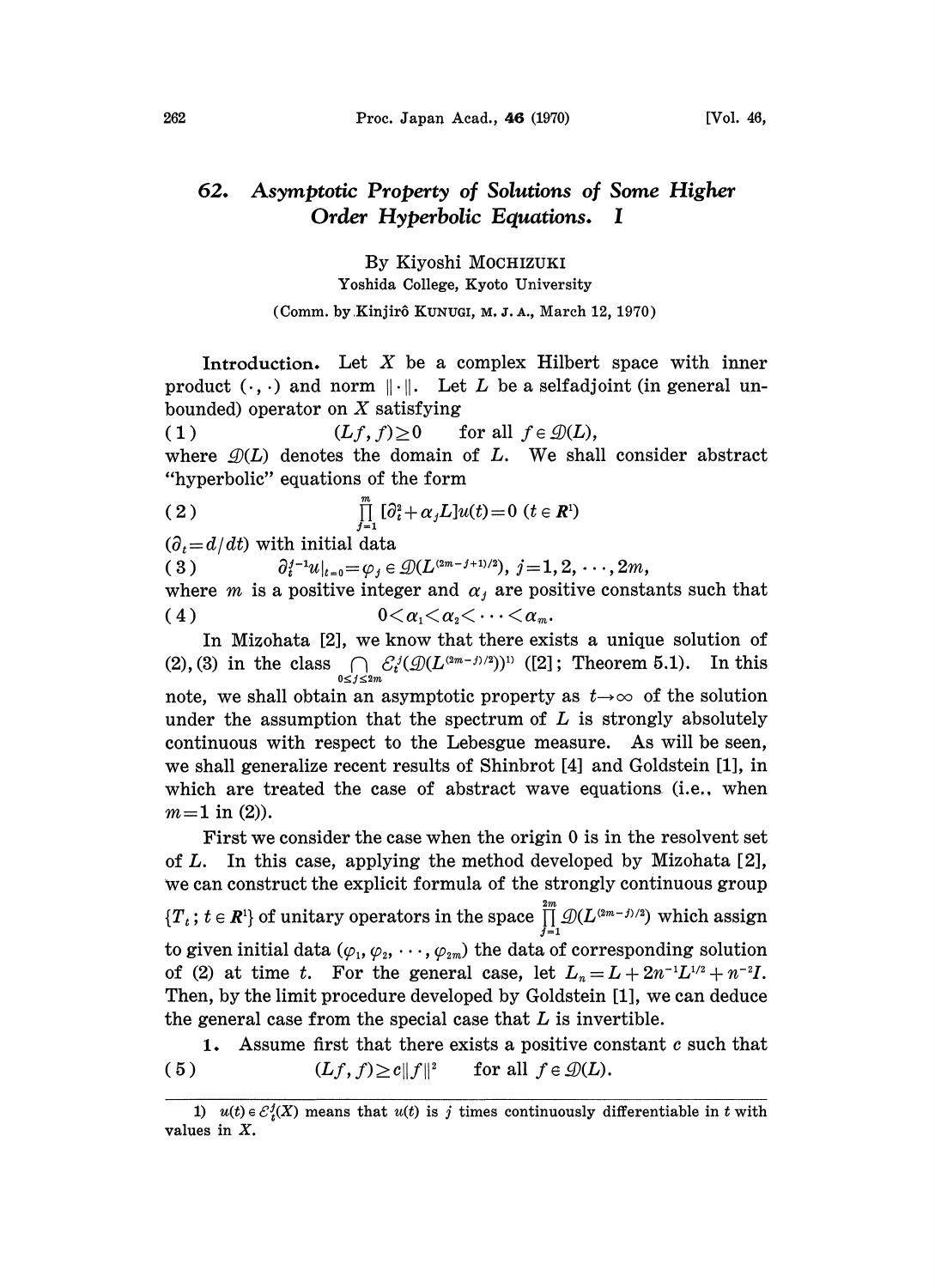# 62. *Asymptotic Property of Solutions of Some Higher Order Hyperbolic Equations. I*

By Kiyoshi MOCHIZUKI

Yoshida College, Kyoto University

(Comm. by Kinjirô KUNUGI, M. J. A., March 12, 1970)

**Introduction.** Let $X$ be a complex Hilbert space with inner product $(\cdot, \cdot)$ and norm $\|\cdot\|$. Let $L$ be a selfadjoint (in general unbounded) operator on $X$ satisfying

$$(1) \qquad (Lf, f) \geq 0 \quad \text{for all } f \in \mathcal{D}(L),$$

where $\mathcal{D}(L)$ denotes the domain of $L$. We shall consider abstract "hyperbolic" equations of the form

$$(2) \qquad \prod_{j=1}^{m} [\partial_t^2 + \alpha_j L] u(t) = 0 \ (t \in \boldsymbol{R}^1)$$

($\partial_t = d/dt$) with initial data

$$(3) \qquad \partial_t^{j-1} u|_{t=0} = \varphi_j \in \mathcal{D}(L^{(2m-j+1)/2}), \ j = 1, 2, \cdots, 2m,$$

where $m$ is a positive integer and $\alpha_j$ are positive constants such that

$$(4) \qquad 0 < \alpha_1 < \alpha_2 < \cdots < \alpha_m.$$

In Mizohata [2], we know that there exists a unique solution of (2), (3) in the class $\bigcap_{0 \leq j \leq 2m} \mathcal{E}_t^j(\mathcal{D}(L^{(2m-j)/2}))$[1] ([2]; Theorem 5.1). In this note, we shall obtain an asymptotic property as $t \to \infty$ of the solution under the assumption that the spectrum of $L$ is strongly absolutely continuous with respect to the Lebesgue measure. As will be seen, we shall generalize recent results of Shinbrot [4] and Goldstein [1], in which are treated the case of abstract wave equations (i.e., when $m = 1$ in (2)).

First we consider the case when the origin 0 is in the resolvent set of $L$. In this case, applying the method developed by Mizohata [2], we can construct the explicit formula of the strongly continuous group $\{T_t ; t \in \boldsymbol{R}^1\}$ of unitary operators in the space $\prod_{j=1}^{2m} \mathcal{D}(L^{(2m-j)/2})$ which assign to given initial data $(\varphi_1, \varphi_2, \cdots, \varphi_{2m})$ the data of corresponding solution of (2) at time $t$. For the general case, let $L_n = L + 2n^{-1}L^{1/2} + n^{-2}I$. Then, by the limit procedure developed by Goldstein [1], we can deduce the general case from the special case that $L$ is invertible.

**1.** Assume first that there exists a positive constant $c$ such that

$$(5) \qquad (Lf, f) \geq c\|f\|^2 \quad \text{for all } f \in \mathcal{D}(L).$$

---

1) $u(t) \in \mathcal{E}_t^j(X)$ means that $u(t)$ is $j$ times continuously differentiable in $t$ with values in $X$.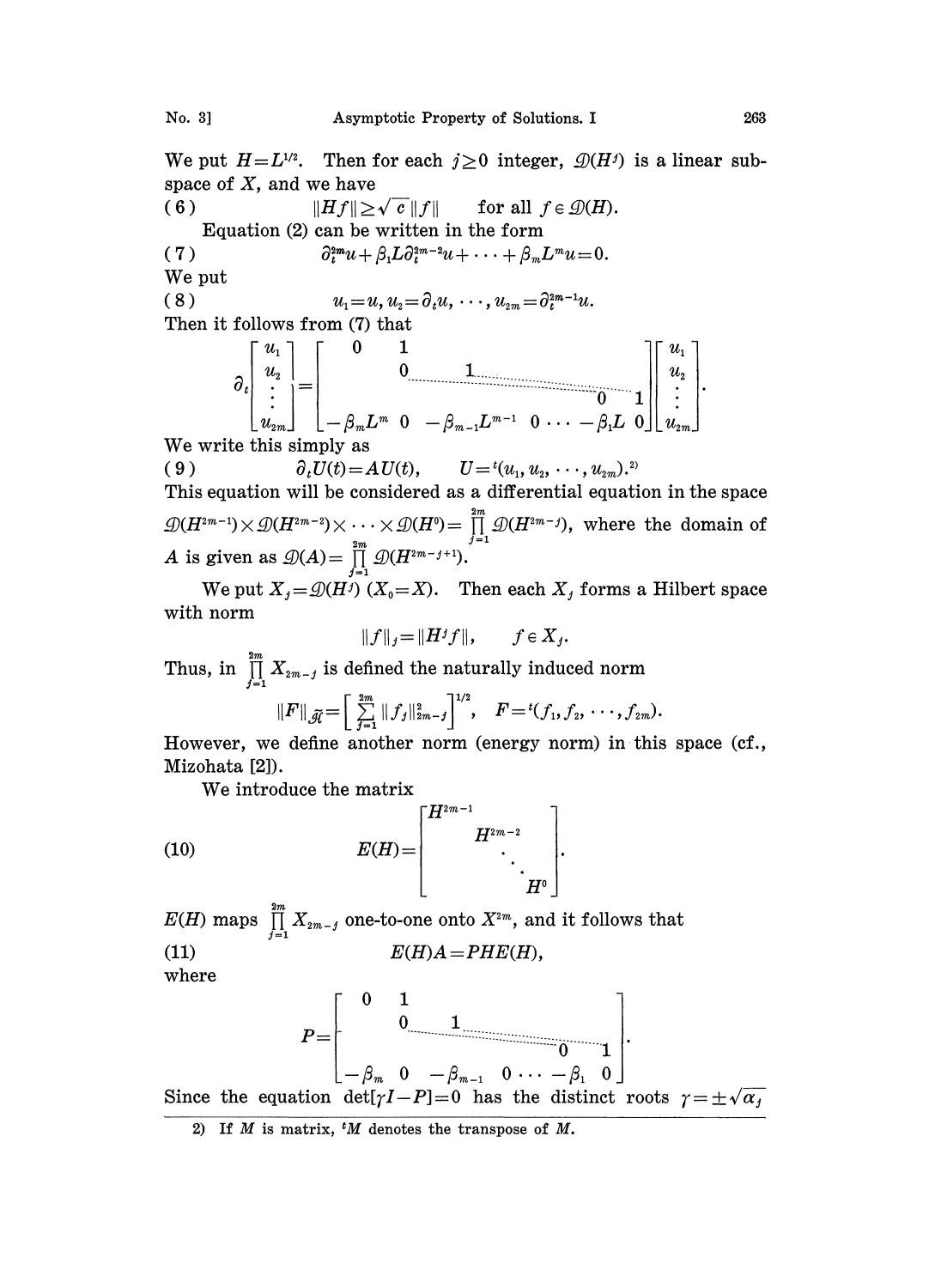We put $H=L^{1/2}$. Then for each $j\geq 0$ integer, $\mathcal{D}(H^j)$ is a linear subspace of $X$, and we have

$$\|Hf\|\geq\sqrt{c}\,\|f\| \qquad \text{for all } f\in\mathcal{D}(H). \tag{6}$$

Equation (2) can be written in the form

$$\partial_t^{2m}u+\beta_1 L\partial_t^{2m-2}u+\cdots+\beta_m L^m u=0. \tag{7}$$

We put

$$u_1=u,\ u_2=\partial_t u,\ \cdots,\ u_{2m}=\partial_t^{2m-1}u. \tag{8}$$

Then it follows from (7) that

$$\partial_t\begin{bmatrix} u_1 \\ u_2 \\ \vdots \\ u_{2m}\end{bmatrix}=\begin{bmatrix} 0 & 1 & & & & & \\ & 0 & 1 & & & & \\ & & \ddots & \ddots & & & \\ & & & & & 0 & 1 \\ -\beta_m L^m & 0 & -\beta_{m-1}L^{m-1} & 0 & \cdots & -\beta_1 L & 0\end{bmatrix}\begin{bmatrix} u_1 \\ u_2 \\ \vdots \\ u_{2m}\end{bmatrix}.$$

We write this simply as

$$\partial_t U(t)=AU(t), \qquad U={}^t(u_1,u_2,\cdots,u_{2m}).\text{[2)]} \tag{9}$$

This equation will be considered as a differential equation in the space $\mathcal{D}(H^{2m-1})\times\mathcal{D}(H^{2m-2})\times\cdots\times\mathcal{D}(H^0)=\prod_{j=1}^{2m}\mathcal{D}(H^{2m-j})$, where the domain of $A$ is given as $\mathcal{D}(A)=\prod_{j=1}^{2m}\mathcal{D}(H^{2m-j+1})$.

We put $X_j=\mathcal{D}(H^j)$ $(X_0=X)$. Then each $X_j$ forms a Hilbert space with norm

$$\|f\|_j=\|H^j f\|, \qquad f\in X_j.$$

Thus, in $\prod_{j=1}^{2m}X_{2m-j}$ is defined the naturally induced norm

$$\|F\|_{\tilde{\mathcal{H}}}=\left[\sum_{j=1}^{2m}\|f_j\|_{2m-j}^2\right]^{1/2}, \quad F={}^t(f_1,f_2,\cdots,f_{2m}).$$

However, we define another norm (energy norm) in this space (cf., Mizohata [2]).

We introduce the matrix

$$E(H)=\begin{bmatrix} H^{2m-1} & & & \\ & H^{2m-2} & & \\ & & \ddots & \\ & & & H^0\end{bmatrix}. \tag{10}$$

$E(H)$ maps $\prod_{j=1}^{2m}X_{2m-j}$ one-to-one onto $X^{2m}$, and it follows that

$$E(H)A=PHE(H), \tag{11}$$

where

$$P=\begin{bmatrix} 0 & 1 & & & & & \\ & 0 & 1 & & & & \\ & & \ddots & \ddots & & & \\ & & & & & 0 & 1 \\ -\beta_m & 0 & -\beta_{m-1} & 0 & \cdots & -\beta_1 & 0\end{bmatrix}.$$

Since the equation $\det[\gamma I-P]=0$ has the distinct roots $\gamma=\pm\sqrt{\alpha_j}$

---

2) If $M$ is matrix, ${}^tM$ denotes the transpose of $M$.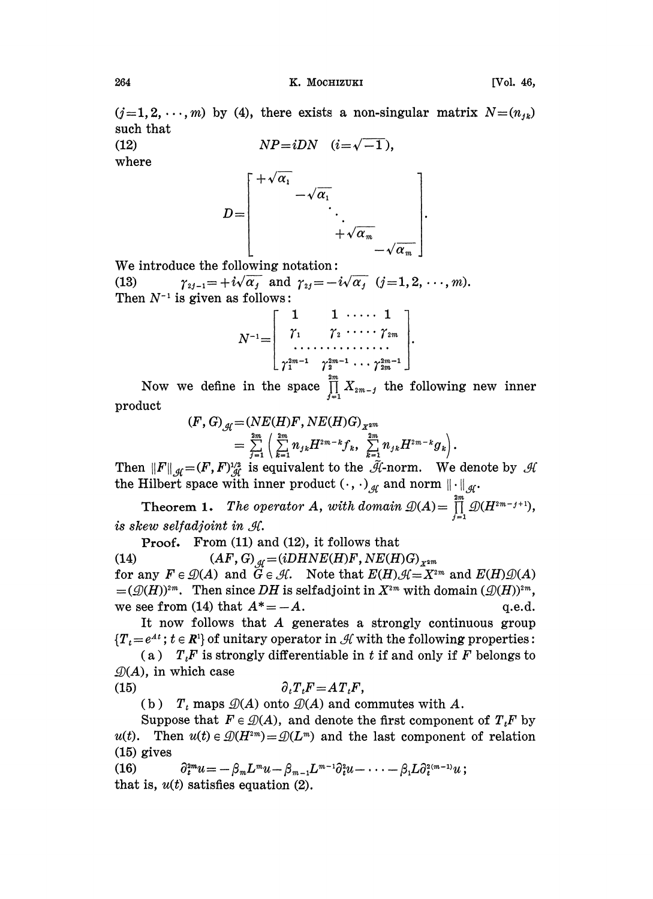$(j=1,2,\cdots,m)$ by (4), there exists a non-singular matrix $N=(n_{jk})$ such that

$$NP=iDN \quad (i=\sqrt{-1}), \tag{12}$$

where

$$D=\begin{bmatrix} +\sqrt{\alpha_1} & & & & \\ & -\sqrt{\alpha_1} & & & \\ & & \ddots & & \\ & & & +\sqrt{\alpha_m} & \\ & & & & -\sqrt{\alpha_m} \end{bmatrix}.$$

We introduce the following notation:

$$\gamma_{2j-1}=+i\sqrt{\alpha_j} \text{ and } \gamma_{2j}=-i\sqrt{\alpha_j} \quad (j=1,2,\cdots,m). \tag{13}$$

Then $N^{-1}$ is given as follows:

$$N^{-1}=\begin{bmatrix} 1 & 1 & \cdots\cdots & 1 \\ \gamma_1 & \gamma_2 & \cdots\cdots & \gamma_{2m} \\ \cdots & \cdots & \cdots & \cdots \\ \gamma_1^{2m-1} & \gamma_2^{2m-1} & \cdots & \gamma_{2m}^{2m-1} \end{bmatrix}.$$

Now we define in the space $\prod_{j=1}^{2m} X_{2m-j}$ the following new inner product

$$(F,G)_{\mathscr{H}}=(NE(H)F, NE(H)G)_{X^{2m}} = \sum_{j=1}^{2m}\left(\sum_{k=1}^{2m} n_{jk}H^{2m-k}f_k,\ \sum_{k=1}^{2m} n_{jk}H^{2m-k}g_k\right).$$

Then $\|F\|_{\mathscr{H}}=(F,F)_{\mathscr{H}}^{1/2}$ is equivalent to the $\tilde{\mathscr{H}}$-norm. We denote by $\mathscr{H}$ the Hilbert space with inner product $(\cdot,\cdot)_{\mathscr{H}}$ and norm $\|\cdot\|_{\mathscr{H}}$.

**Theorem 1.** *The operator $A$, with domain $\mathscr{D}(A)=\prod_{j=1}^{2m}\mathscr{D}(H^{2m-j+1})$, is skew selfadjoint in $\mathscr{H}$.*

**Proof.** From (11) and (12), it follows that

$$(AF,G)_{\mathscr{H}}=(iDHNE(H)F, NE(H)G)_{X^{2m}} \tag{14}$$

for any $F\in\mathscr{D}(A)$ and $G\in\mathscr{H}$. Note that $E(H)\mathscr{H}=X^{2m}$ and $E(H)\mathscr{D}(A)=(\mathscr{D}(H))^{2m}$. Then since $DH$ is selfadjoint in $X^{2m}$ with domain $(\mathscr{D}(H))^{2m}$, we see from (14) that $A^*=-A$. q.e.d.

It now follows that $A$ generates a strongly continuous group $\{T_t=e^{At};\ t\in \boldsymbol{R}^1\}$ of unitary operator in $\mathscr{H}$ with the following properties:

(a) $T_tF$ is strongly differentiable in $t$ if and only if $F$ belongs to $\mathscr{D}(A)$, in which case

$$\partial_t T_t F = A T_t F, \tag{15}$$

(b) $T_t$ maps $\mathscr{D}(A)$ onto $\mathscr{D}(A)$ and commutes with $A$.

Suppose that $F\in\mathscr{D}(A)$, and denote the first component of $T_tF$ by $u(t)$. Then $u(t)\in\mathscr{D}(H^{2m})=\mathscr{D}(L^m)$ and the last component of relation (15) gives

$$\partial_t^{2m}u=-\beta_m L^m u-\beta_{m-1}L^{m-1}\partial_t^2 u-\cdots-\beta_1 L\partial_t^{2(m-1)}u; \tag{16}$$

that is, $u(t)$ satisfies equation (2).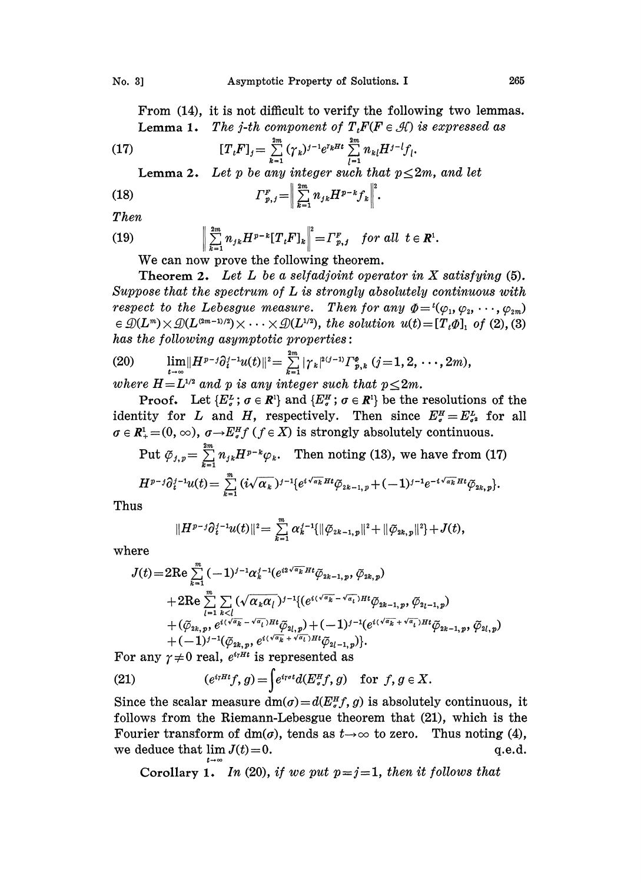From (14), it is not difficult to verify the following two lemmas.

**Lemma 1.** *The j-th component of $T_t F (F \in \mathcal{H})$ is expressed as*

$$[T_t F]_j = \sum_{k=1}^{2m} (\gamma_k)^{j-1} e^{\gamma_k H t} \sum_{l=1}^{2m} n_{kl} H^{j-l} f_l. \tag{17}$$

**Lemma 2.** *Let p be any integer such that $p \leq 2m$, and let*

$$\Gamma_{p,j}^F = \left\| \sum_{k=1}^{2m} n_{jk} H^{p-k} f_k \right\|^2. \tag{18}$$

*Then*

$$\left\| \sum_{k=1}^{2m} n_{jk} H^{p-k} [T_t F]_k \right\|^2 = \Gamma_{p,j}^F \quad \text{for all } t \in \mathbf{R}^1. \tag{19}$$

We can now prove the following theorem.

**Theorem 2.** *Let L be a selfadjoint operator in X satisfying* (5). *Suppose that the spectrum of L is strongly absolutely continuous with respect to the Lebesgue measure. Then for any $\Phi = {}^t(\varphi_1, \varphi_2, \cdots, \varphi_{2m}) \in \mathcal{D}(L^m) \times \mathcal{D}(L^{(2m-1)/2}) \times \cdots \times \mathcal{D}(L^{1/2})$, the solution $u(t) = [T_t \Phi]_1$ of* (2), (3) *has the following asymptotic properties:*

$$\lim_{t \to \infty} \| H^{p-j} \partial_t^{j-1} u(t) \|^2 = \sum_{k=1}^{2m} |\gamma_k|^{2(j-1)} \Gamma_{p,k}^{\Phi} \ (j = 1, 2, \cdots, 2m), \tag{20}$$

*where $H = L^{1/2}$ and p is any integer such that $p \leq 2m$.*

**Proof.** Let $\{E_\sigma^L ; \sigma \in \mathbf{R}^1\}$ and $\{E_\sigma^H ; \sigma \in \mathbf{R}^1\}$ be the resolutions of the identity for $L$ and $H$, respectively. Then since $E_\sigma^H = E_{\sigma^2}^L$ for all $\sigma \in \mathbf{R}_+^1 = (0, \infty)$, $\sigma \to E_\sigma^H f \ (f \in X)$ is strongly absolutely continuous.

Put $\tilde{\varphi}_{j,p} = \sum_{k=1}^{2m} n_{jk} H^{p-k} \varphi_k$. Then noting (13), we have from (17)

$$H^{p-j} \partial_t^{j-1} u(t) = \sum_{k=1}^{m} (i\sqrt{\alpha_k})^{j-1} \{ e^{i\sqrt{\alpha_k} H t} \tilde{\varphi}_{2k-1,p} + (-1)^{j-1} e^{-i\sqrt{\alpha_k} H t} \tilde{\varphi}_{2k,p} \}.$$

Thus

$$\| H^{p-j} \partial_t^{j-1} u(t) \|^2 = \sum_{k=1}^{m} \alpha_k^{j-1} \{ \| \tilde{\varphi}_{2k-1,p} \|^2 + \| \tilde{\varphi}_{2k,p} \|^2 \} + J(t),$$

where

$$\begin{aligned} J(t) = & 2\mathrm{Re} \sum_{k=1}^{m} (-1)^{j-1} \alpha_k^{j-1} (e^{i2\sqrt{\alpha_k} H t} \tilde{\varphi}_{2k-1,p}, \tilde{\varphi}_{2k,p}) \\ & + 2\mathrm{Re} \sum_{l=1}^{m} \sum_{k<l} (\sqrt{\alpha_k \alpha_l})^{j-1} \{ (e^{i(\sqrt{\alpha_k} - \sqrt{\alpha_l}) H t} \tilde{\varphi}_{2k-1,p}, \tilde{\varphi}_{2l-1,p}) \\ & + (\tilde{\varphi}_{2k,p}, e^{i(\sqrt{\alpha_k} - \sqrt{\alpha_l}) H t} \tilde{\varphi}_{2l,p}) + (-1)^{j-1} (e^{i(\sqrt{\alpha_k} + \sqrt{\alpha_l}) H t} \tilde{\varphi}_{2k-1,p}, \tilde{\varphi}_{2l,p}) \\ & + (-1)^{j-1} (\tilde{\varphi}_{2k,p}, e^{i(\sqrt{\alpha_k} + \sqrt{\alpha_l}) H t} \tilde{\varphi}_{2l-1,p}) \}. \end{aligned}$$

For any $\gamma \neq 0$ real, $e^{i\gamma H t}$ is represented as

$$(e^{i\gamma H t} f, g) = \int e^{i\gamma \sigma t} d(E_\sigma^H f, g) \quad \text{for } f, g \in X. \tag{21}$$

Since the scalar measure $dm(\sigma) = d(E_\sigma^H f, g)$ is absolutely continuous, it follows from the Riemann-Lebesgue theorem that (21), which is the Fourier transform of $dm(\sigma)$, tends as $t \to \infty$ to zero. Thus noting (4), we deduce that $\lim_{t \to \infty} J(t) = 0$. q.e.d.

**Corollary 1.** *In* (20), *if we put $p = j = 1$, then it follows that*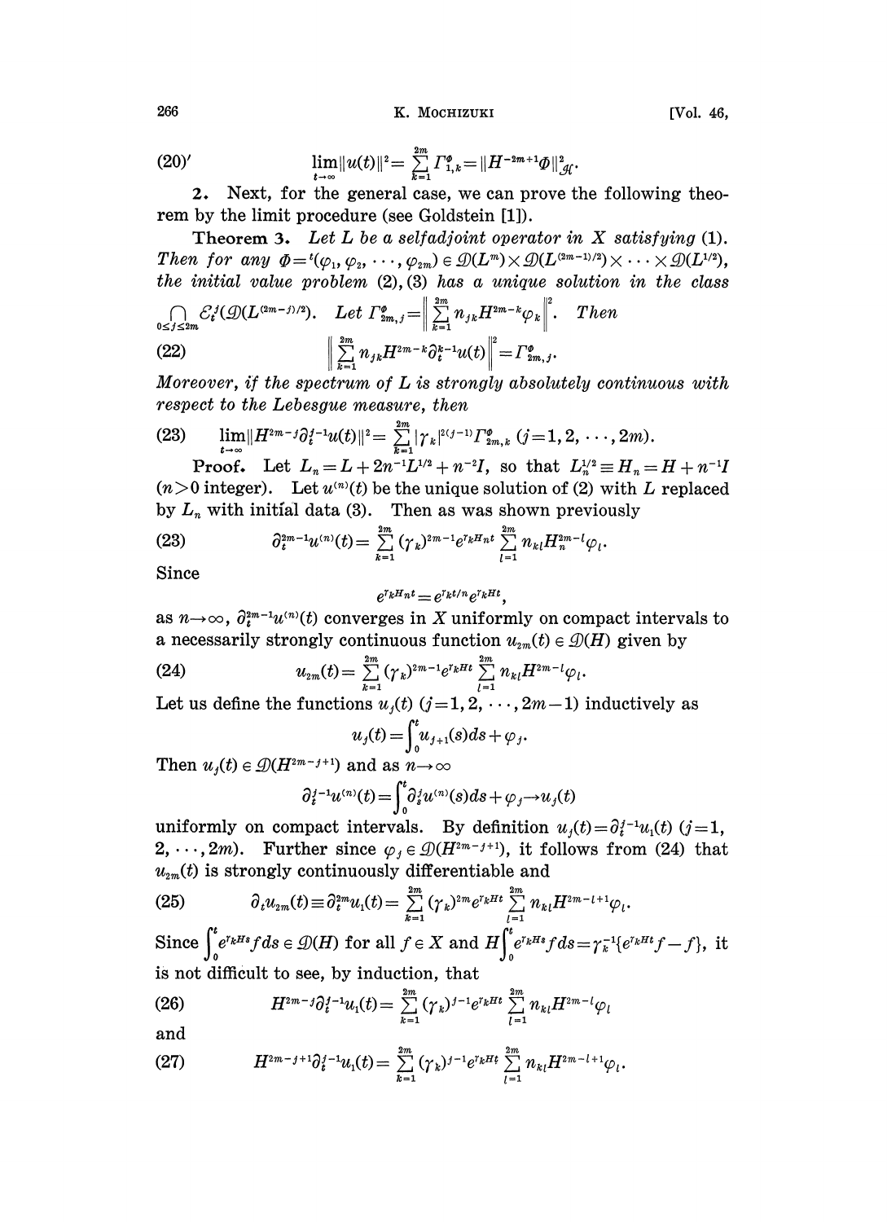$$\lim_{t\to\infty}\|u(t)\|^2=\sum_{k=1}^{2m}\Gamma^{\Phi}_{1,k}=\|H^{-2m+1}\Phi\|^2_{\mathcal{H}}. \tag{20$'$}$$

**2.** Next, for the general case, we can prove the following theorem by the limit procedure (see Goldstein [1]).

**Theorem 3.** *Let $L$ be a selfadjoint operator in $X$ satisfying* (1). *Then for any $\Phi={}^t(\varphi_1,\varphi_2,\cdots,\varphi_{2m})\in\mathcal{D}(L^m)\times\mathcal{D}(L^{(2m-1)/2})\times\cdots\times\mathcal{D}(L^{1/2})$, the initial value problem* (2), (3) *has a unique solution in the class $\bigcap_{0\le j\le 2m}\mathcal{E}^j_t(\mathcal{D}(L^{(2m-j)/2}))$. Let $\Gamma^{\Phi}_{2m,j}=\left\|\sum_{k=1}^{2m}n_{jk}H^{2m-k}\varphi_k\right\|^2$. Then*

$$\left\|\sum_{k=1}^{2m}n_{jk}H^{2m-k}\partial_t^{k-1}u(t)\right\|^2=\Gamma^{\Phi}_{2m,j}. \tag{22}$$

*Moreover, if the spectrum of $L$ is strongly absolutely continuous with respect to the Lebesgue measure, then*

$$\lim_{t\to\infty}\|H^{2m-j}\partial_t^{j-1}u(t)\|^2=\sum_{k=1}^{2m}|\gamma_k|^{2(j-1)}\Gamma^{\Phi}_{2m,k}\ (j=1,2,\cdots,2m). \tag{23}$$

*Proof.* Let $L_n=L+2n^{-1}L^{1/2}+n^{-2}I$, so that $L_n^{1/2}\equiv H_n=H+n^{-1}I$ ($n>0$ integer). Let $u^{(n)}(t)$ be the unique solution of (2) with $L$ replaced by $L_n$ with initial data (3). Then as was shown previously

$$\partial_t^{2m-1}u^{(n)}(t)=\sum_{k=1}^{2m}(\gamma_k)^{2m-1}e^{\gamma_kH_nt}\sum_{l=1}^{2m}n_{kl}H_n^{2m-l}\varphi_l. \tag{23}$$

Since

$$e^{\gamma_kH_nt}=e^{\gamma_kt/n}e^{\gamma_kHt},$$

as $n\to\infty$, $\partial_t^{2m-1}u^{(n)}(t)$ converges in $X$ uniformly on compact intervals to a necessarily strongly continuous function $u_{2m}(t)\in\mathcal{D}(H)$ given by

$$u_{2m}(t)=\sum_{k=1}^{2m}(\gamma_k)^{2m-1}e^{\gamma_kHt}\sum_{l=1}^{2m}n_{kl}H^{2m-l}\varphi_l. \tag{24}$$

Let us define the functions $u_j(t)$ ($j=1,2,\cdots,2m-1$) inductively as

$$u_j(t)=\int_0^t u_{j+1}(s)ds+\varphi_j.$$

Then $u_j(t)\in\mathcal{D}(H^{2m-j+1})$ and as $n\to\infty$

$$\partial_t^{j-1}u^{(n)}(t)=\int_0^t\partial_s^ju^{(n)}(s)ds+\varphi_j\to u_j(t)$$

uniformly on compact intervals. By definition $u_j(t)=\partial_t^{j-1}u_1(t)$ ($j=1,2,\cdots,2m$). Further since $\varphi_j\in\mathcal{D}(H^{2m-j+1})$, it follows from (24) that $u_{2m}(t)$ is strongly continuously differentiable and

$$\partial_tu_{2m}(t)\equiv\partial_t^{2m}u_1(t)=\sum_{k=1}^{2m}(\gamma_k)^{2m}e^{\gamma_kHt}\sum_{l=1}^{2m}n_{kl}H^{2m-l+1}\varphi_l. \tag{25}$$

Since $\int_0^te^{\gamma_kHs}fds\in\mathcal{D}(H)$ for all $f\in X$ and $H\int_0^te^{\gamma_kHs}fds=\gamma_k^{-1}\{e^{\gamma_kHt}f-f\}$, it is not difficult to see, by induction, that

$$H^{2m-j}\partial_t^{j-1}u_1(t)=\sum_{k=1}^{2m}(\gamma_k)^{j-1}e^{\gamma_kHt}\sum_{l=1}^{2m}n_{kl}H^{2m-l}\varphi_l \tag{26}$$

and

$$H^{2m-j+1}\partial_t^{j-1}u_1(t)=\sum_{k=1}^{2m}(\gamma_k)^{j-1}e^{\gamma_kHt}\sum_{l=1}^{2m}n_{kl}H^{2m-l+1}\varphi_l. \tag{27}$$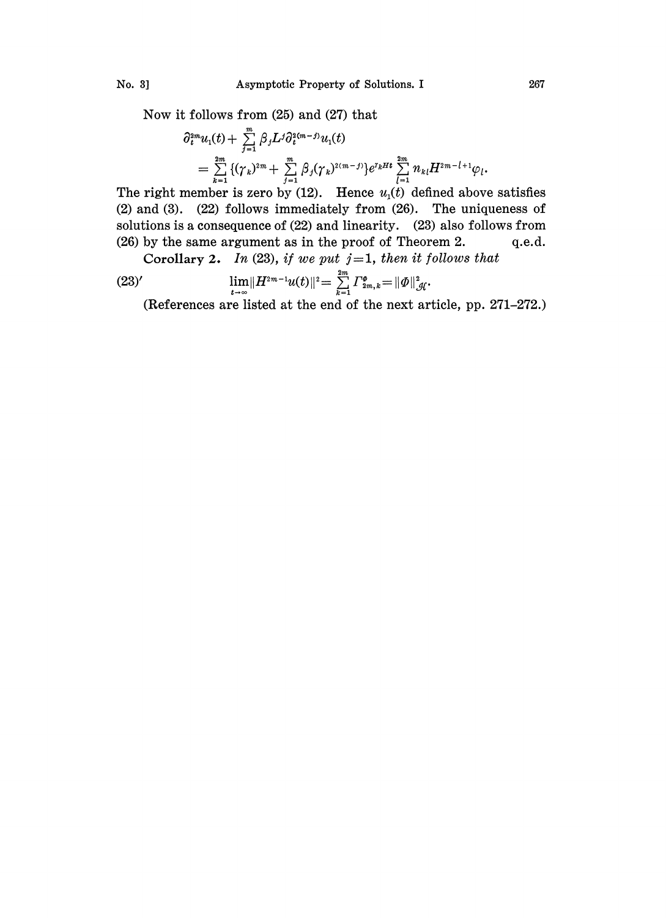Now it follows from (25) and (27) that

$$\partial_t^{2m} u_1(t) + \sum_{j=1}^{m} \beta_j L^j \partial_t^{2(m-j)} u_1(t)$$
$$= \sum_{k=1}^{2m} \{(\gamma_k)^{2m} + \sum_{j=1}^{m} \beta_j (\gamma_k)^{2(m-j)}\} e^{\gamma_k H t} \sum_{l=1}^{2m} n_{kl} H^{2m-l+1} \varphi_l.$$

The right member is zero by (12). Hence $u_1(t)$ defined above satisfies (2) and (3). (22) follows immediately from (26). The uniqueness of solutions is a consequence of (22) and linearity. (23) also follows from (26) by the same argument as in the proof of Theorem 2. q.e.d.

**Corollary 2.** *In (23), if we put $j=1$, then it follows that*

$$\lim_{t\to\infty} \|H^{2m-1}u(t)\|^2 = \sum_{k=1}^{2m} \Gamma^{\Phi}_{2m,k} = \|\Phi\|^2_{\mathcal{H}}. \tag{23$'$}$$

(References are listed at the end of the next article, pp. 271–272.)